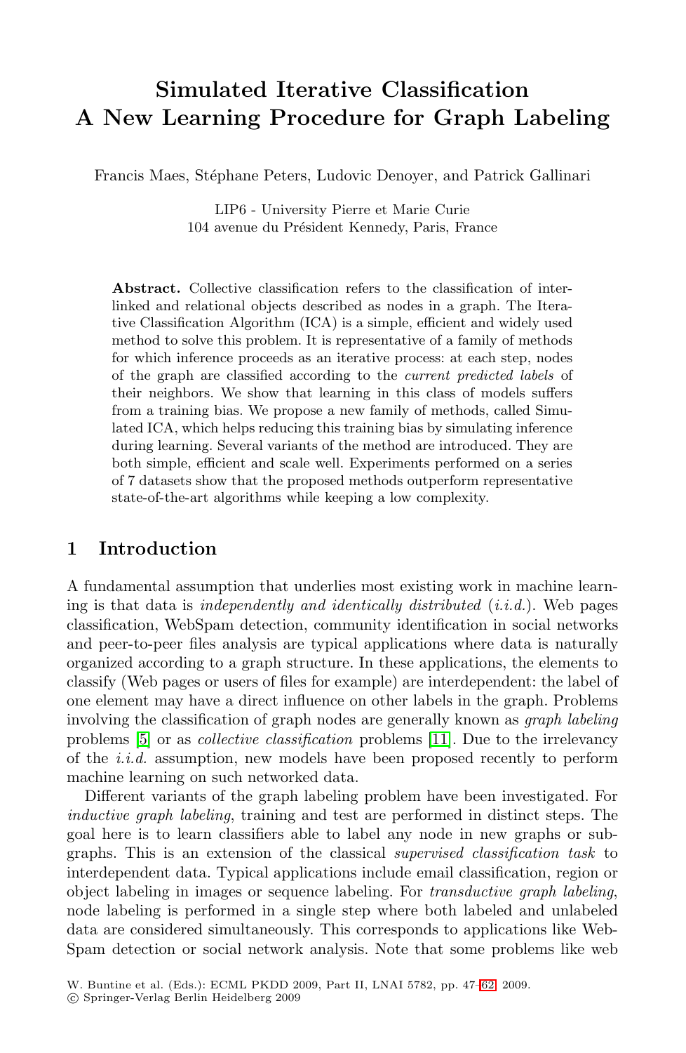# Simulated Iterative Classification A New Learning Procedure for Graph Labeling

Francis Maes, Stéphane Peters, Ludovic Denoyer, and Patrick Gallinari

LIP6 - University Pierre et Marie Curie
104 avenue du Président Kennedy, Paris, France

**Abstract.** Collective classification refers to the classification of interlinked and relational objects described as nodes in a graph. The Iterative Classification Algorithm (ICA) is a simple, efficient and widely used method to solve this problem. It is representative of a family of methods for which inference proceeds as an iterative process: at each step, nodes of the graph are classified according to the *current predicted labels* of their neighbors. We show that learning in this class of models suffers from a training bias. We propose a new family of methods, called Simulated ICA, which helps reducing this training bias by simulating inference during learning. Several variants of the method are introduced. They are both simple, efficient and scale well. Experiments performed on a series of 7 datasets show that the proposed methods outperform representative state-of-the-art algorithms while keeping a low complexity.

## 1 Introduction

A fundamental assumption that underlies most existing work in machine learning is that data is *independently and identically distributed* (*i.i.d.*). Web pages classification, WebSpam detection, community identification in social networks and peer-to-peer files analysis are typical applications where data is naturally organized according to a graph structure. In these applications, the elements to classify (Web pages or users of files for example) are interdependent: the label of one element may have a direct influence on other labels in the graph. Problems involving the classification of graph nodes are generally known as *graph labeling* problems [5] or as *collective classification* problems [11]. Due to the irrelevancy of the *i.i.d.* assumption, new models have been proposed recently to perform machine learning on such networked data.

Different variants of the graph labeling problem have been investigated. For *inductive graph labeling*, training and test are performed in distinct steps. The goal here is to learn classifiers able to label any node in new graphs or subgraphs. This is an extension of the classical *supervised classification task* to interdependent data. Typical applications include email classification, region or object labeling in images or sequence labeling. For *transductive graph labeling*, node labeling is performed in a single step where both labeled and unlabeled data are considered simultaneously. This corresponds to applications like WebSpam detection or social network analysis. Note that some problems like web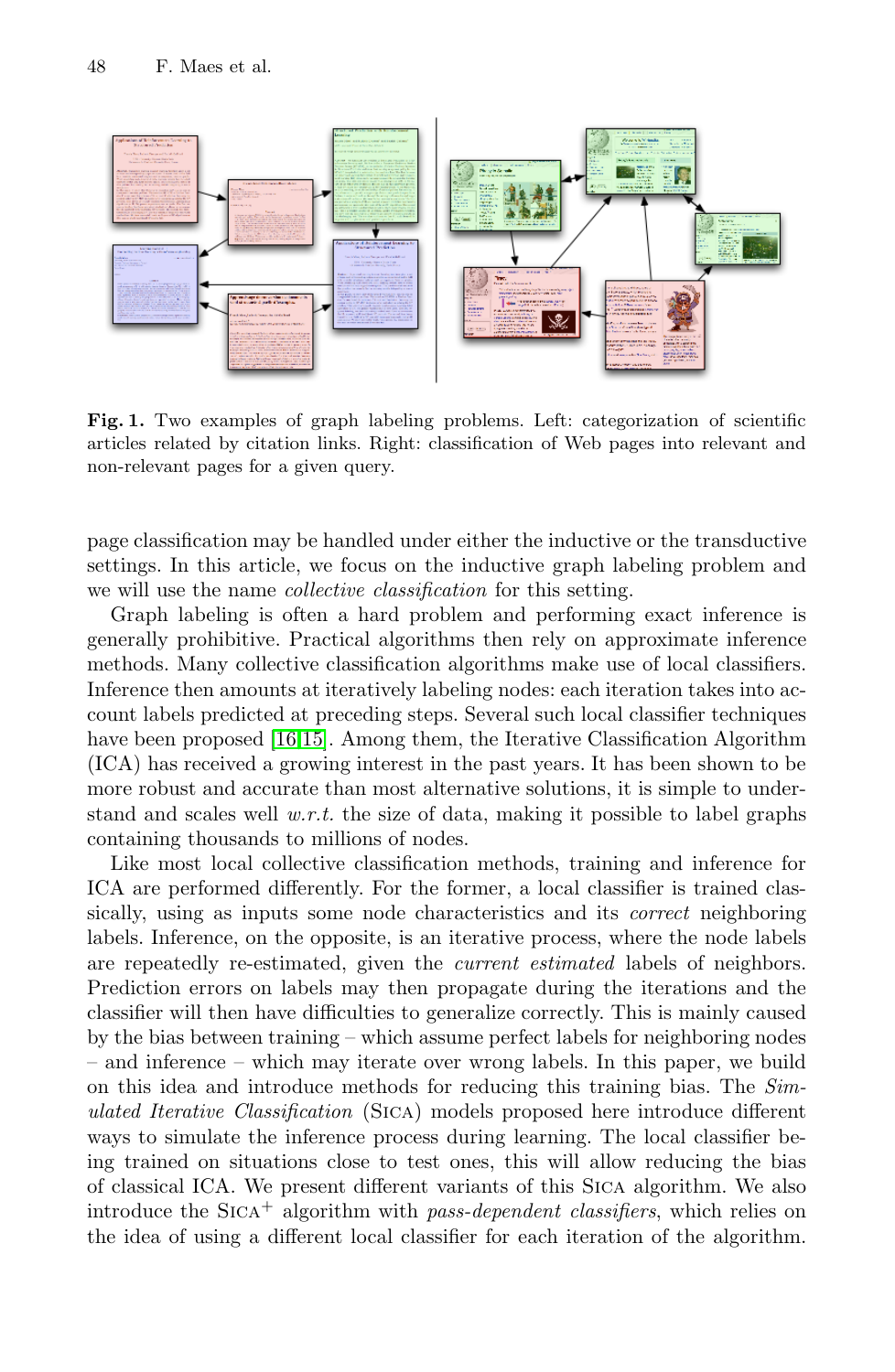**Fig. 1.** Two examples of graph labeling problems. Left: categorization of scientific articles related by citation links. Right: classification of Web pages into relevant and non-relevant pages for a given query.

page classification may be handled under either the inductive or the transductive settings. In this article, we focus on the inductive graph labeling problem and we will use the name *collective classification* for this setting.

Graph labeling is often a hard problem and performing exact inference is generally prohibitive. Practical algorithms then rely on approximate inference methods. Many collective classification algorithms make use of local classifiers. Inference then amounts at iteratively labeling nodes: each iteration takes into account labels predicted at preceding steps. Several such local classifier techniques have been proposed [16,15]. Among them, the Iterative Classification Algorithm (ICA) has received a growing interest in the past years. It has been shown to be more robust and accurate than most alternative solutions, it is simple to understand and scales well *w.r.t.* the size of data, making it possible to label graphs containing thousands to millions of nodes.

Like most local collective classification methods, training and inference for ICA are performed differently. For the former, a local classifier is trained classically, using as inputs some node characteristics and its *correct* neighboring labels. Inference, on the opposite, is an iterative process, where the node labels are repeatedly re-estimated, given the *current estimated* labels of neighbors. Prediction errors on labels may then propagate during the iterations and the classifier will then have difficulties to generalize correctly. This is mainly caused by the bias between training – which assume perfect labels for neighboring nodes – and inference – which may iterate over wrong labels. In this paper, we build on this idea and introduce methods for reducing this training bias. The *Simulated Iterative Classification* (Sica) models proposed here introduce different ways to simulate the inference process during learning. The local classifier being trained on situations close to test ones, this will allow reducing the bias of classical ICA. We present different variants of this Sica algorithm. We also introduce the Sica$^{+}$ algorithm with *pass-dependent classifiers*, which relies on the idea of using a different local classifier for each iteration of the algorithm.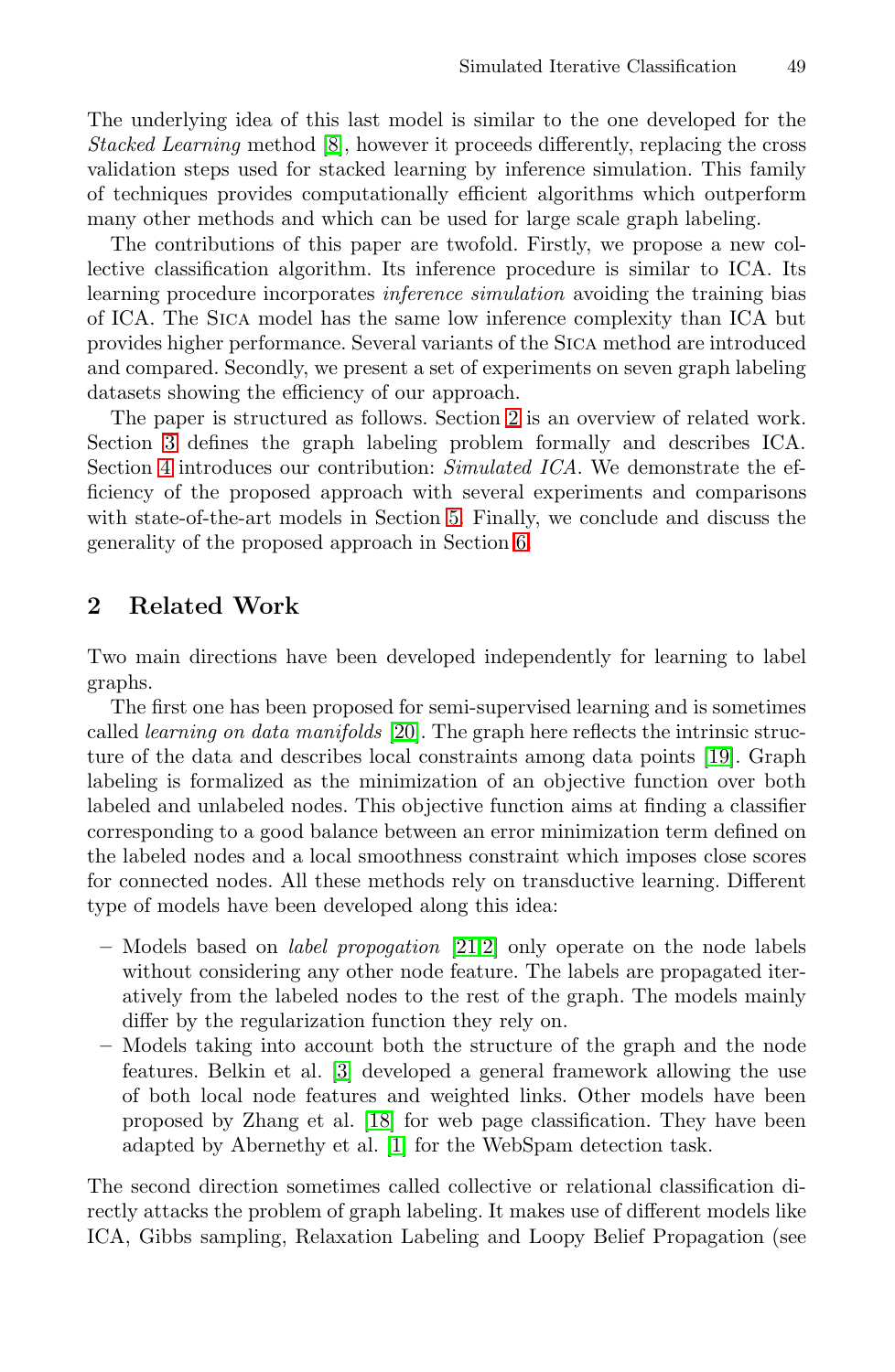The underlying idea of this last model is similar to the one developed for the *Stacked Learning* method [8], however it proceeds differently, replacing the cross validation steps used for stacked learning by inference simulation. This family of techniques provides computationally efficient algorithms which outperform many other methods and which can be used for large scale graph labeling.

The contributions of this paper are twofold. Firstly, we propose a new collective classification algorithm. Its inference procedure is similar to ICA. Its learning procedure incorporates *inference simulation* avoiding the training bias of ICA. The SICA model has the same low inference complexity than ICA but provides higher performance. Several variants of the SICA method are introduced and compared. Secondly, we present a set of experiments on seven graph labeling datasets showing the efficiency of our approach.

The paper is structured as follows. Section 2 is an overview of related work. Section 3 defines the graph labeling problem formally and describes ICA. Section 4 introduces our contribution: *Simulated ICA*. We demonstrate the efficiency of the proposed approach with several experiments and comparisons with state-of-the-art models in Section 5. Finally, we conclude and discuss the generality of the proposed approach in Section 6.

## 2 Related Work

Two main directions have been developed independently for learning to label graphs.

The first one has been proposed for semi-supervised learning and is sometimes called *learning on data manifolds* [20]. The graph here reflects the intrinsic structure of the data and describes local constraints among data points [19]. Graph labeling is formalized as the minimization of an objective function over both labeled and unlabeled nodes. This objective function aims at finding a classifier corresponding to a good balance between an error minimization term defined on the labeled nodes and a local smoothness constraint which imposes close scores for connected nodes. All these methods rely on transductive learning. Different type of models have been developed along this idea:

- Models based on *label propogation* [21,2] only operate on the node labels without considering any other node feature. The labels are propagated iteratively from the labeled nodes to the rest of the graph. The models mainly differ by the regularization function they rely on.
- Models taking into account both the structure of the graph and the node features. Belkin et al. [3] developed a general framework allowing the use of both local node features and weighted links. Other models have been proposed by Zhang et al. [18] for web page classification. They have been adapted by Abernethy et al. [1] for the WebSpam detection task.

The second direction sometimes called collective or relational classification directly attacks the problem of graph labeling. It makes use of different models like ICA, Gibbs sampling, Relaxation Labeling and Loopy Belief Propagation (see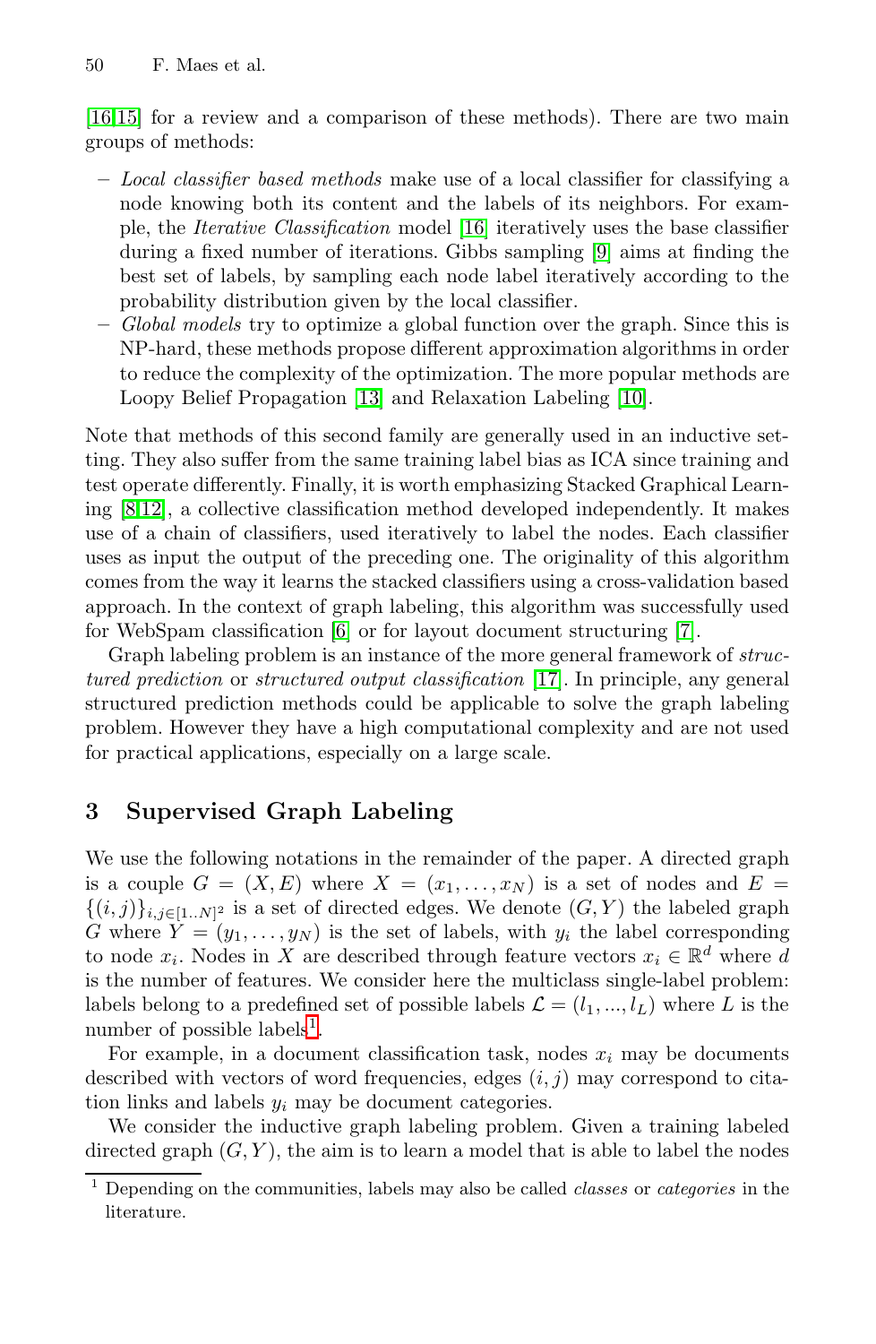[16,15] for a review and a comparison of these methods). There are two main groups of methods:

- *Local classifier based methods* make use of a local classifier for classifying a node knowing both its content and the labels of its neighbors. For example, the *Iterative Classification* model [16] iteratively uses the base classifier during a fixed number of iterations. Gibbs sampling [9] aims at finding the best set of labels, by sampling each node label iteratively according to the probability distribution given by the local classifier.
- *Global models* try to optimize a global function over the graph. Since this is NP-hard, these methods propose different approximation algorithms in order to reduce the complexity of the optimization. The more popular methods are Loopy Belief Propagation [13] and Relaxation Labeling [10].

Note that methods of this second family are generally used in an inductive setting. They also suffer from the same training label bias as ICA since training and test operate differently. Finally, it is worth emphasizing Stacked Graphical Learning [8,12], a collective classification method developed independently. It makes use of a chain of classifiers, used iteratively to label the nodes. Each classifier uses as input the output of the preceding one. The originality of this algorithm comes from the way it learns the stacked classifiers using a cross-validation based approach. In the context of graph labeling, this algorithm was successfully used for WebSpam classification [6] or for layout document structuring [7].

Graph labeling problem is an instance of the more general framework of *structured prediction* or *structured output classification* [17]. In principle, any general structured prediction methods could be applicable to solve the graph labeling problem. However they have a high computational complexity and are not used for practical applications, especially on a large scale.

## 3 Supervised Graph Labeling

We use the following notations in the remainder of the paper. A directed graph is a couple $G = (X, E)$ where $X = (x_1, \ldots, x_N)$ is a set of nodes and $E = \{(i, j)\}_{i,j \in [1..N]^2}$ is a set of directed edges. We denote $(G, Y)$ the labeled graph $G$ where $Y = (y_1, \ldots, y_N)$ is the set of labels, with $y_i$ the label corresponding to node $x_i$. Nodes in $X$ are described through feature vectors $x_i \in \mathbb{R}^d$ where $d$ is the number of features. We consider here the multiclass single-label problem: labels belong to a predefined set of possible labels $\mathcal{L} = (l_1, ..., l_L)$ where $L$ is the number of possible labels[1].

For example, in a document classification task, nodes $x_i$ may be documents described with vectors of word frequencies, edges $(i, j)$ may correspond to citation links and labels $y_i$ may be document categories.

We consider the inductive graph labeling problem. Given a training labeled directed graph $(G, Y)$, the aim is to learn a model that is able to label the nodes

[1] Depending on the communities, labels may also be called *classes* or *categories* in the literature.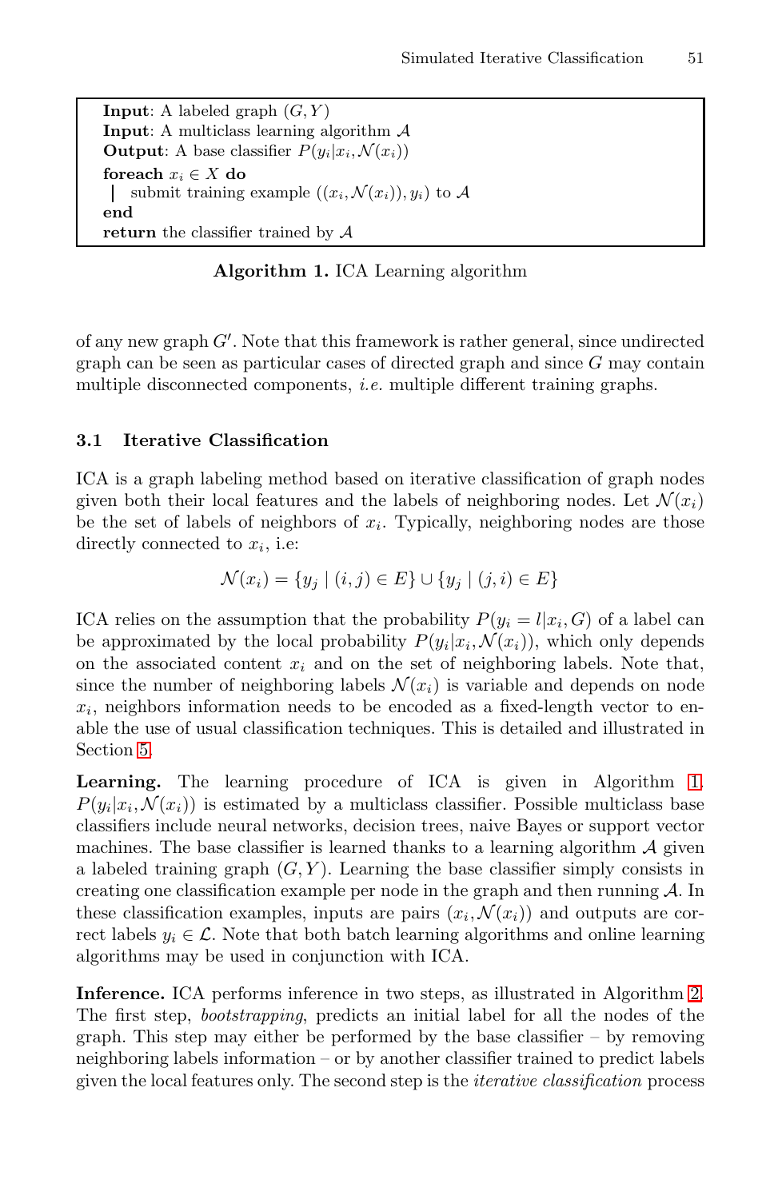```
Input: A labeled graph (G, Y)
Input: A multiclass learning algorithm 𝒜
Output: A base classifier P(y_i | x_i, 𝒩(x_i))
foreach x_i ∈ X do
    submit training example ((x_i, 𝒩(x_i)), y_i) to 𝒜
end
return the classifier trained by 𝒜
```

**Algorithm 1.** ICA Learning algorithm

of any new graph $G'$. Note that this framework is rather general, since undirected graph can be seen as particular cases of directed graph and since $G$ may contain multiple disconnected components, *i.e.* multiple different training graphs.

### 3.1 Iterative Classification

ICA is a graph labeling method based on iterative classification of graph nodes given both their local features and the labels of neighboring nodes. Let $\mathcal{N}(x_i)$ be the set of labels of neighbors of $x_i$. Typically, neighboring nodes are those directly connected to $x_i$, i.e:

$$\mathcal{N}(x_i) = \{y_j \mid (i,j) \in E\} \cup \{y_j \mid (j,i) \in E\}$$

ICA relies on the assumption that the probability $P(y_i = l|x_i, G)$ of a label can be approximated by the local probability $P(y_i|x_i, \mathcal{N}(x_i))$, which only depends on the associated content $x_i$ and on the set of neighboring labels. Note that, since the number of neighboring labels $\mathcal{N}(x_i)$ is variable and depends on node $x_i$, neighbors information needs to be encoded as a fixed-length vector to enable the use of usual classification techniques. This is detailed and illustrated in Section 5.

**Learning.** The learning procedure of ICA is given in Algorithm 1. $P(y_i|x_i, \mathcal{N}(x_i))$ is estimated by a multiclass classifier. Possible multiclass base classifiers include neural networks, decision trees, naive Bayes or support vector machines. The base classifier is learned thanks to a learning algorithm $\mathcal{A}$ given a labeled training graph $(G, Y)$. Learning the base classifier simply consists in creating one classification example per node in the graph and then running $\mathcal{A}$. In these classification examples, inputs are pairs $(x_i, \mathcal{N}(x_i))$ and outputs are correct labels $y_i \in \mathcal{L}$. Note that both batch learning algorithms and online learning algorithms may be used in conjunction with ICA.

**Inference.** ICA performs inference in two steps, as illustrated in Algorithm 2. The first step, *bootstrapping*, predicts an initial label for all the nodes of the graph. This step may either be performed by the base classifier – by removing neighboring labels information – or by another classifier trained to predict labels given the local features only. The second step is the *iterative classification* process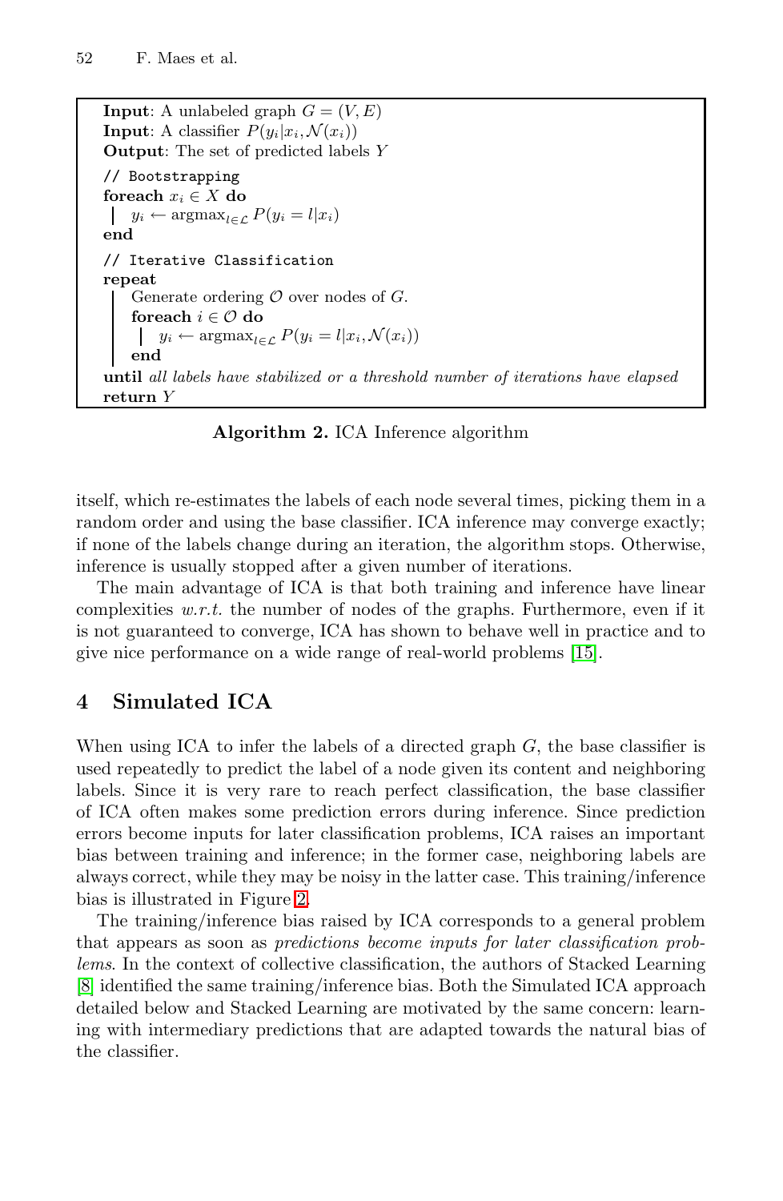```
Input: A unlabeled graph G = (V, E)
Input: A classifier P(y_i | x_i, N(x_i))
Output: The set of predicted labels Y

// Bootstrapping
foreach x_i ∈ X do
    y_i ← argmax_{l∈L} P(y_i = l | x_i)
end

// Iterative Classification
repeat
    Generate ordering O over nodes of G.
    foreach i ∈ O do
        y_i ← argmax_{l∈L} P(y_i = l | x_i, N(x_i))
    end
until all labels have stabilized or a threshold number of iterations have elapsed
return Y
```

**Algorithm 2.** ICA Inference algorithm

itself, which re-estimates the labels of each node several times, picking them in a random order and using the base classifier. ICA inference may converge exactly; if none of the labels change during an iteration, the algorithm stops. Otherwise, inference is usually stopped after a given number of iterations.

The main advantage of ICA is that both training and inference have linear complexities *w.r.t.* the number of nodes of the graphs. Furthermore, even if it is not guaranteed to converge, ICA has shown to behave well in practice and to give nice performance on a wide range of real-world problems [15].

## 4 Simulated ICA

When using ICA to infer the labels of a directed graph $G$, the base classifier is used repeatedly to predict the label of a node given its content and neighboring labels. Since it is very rare to reach perfect classification, the base classifier of ICA often makes some prediction errors during inference. Since prediction errors become inputs for later classification problems, ICA raises an important bias between training and inference; in the former case, neighboring labels are always correct, while they may be noisy in the latter case. This training/inference bias is illustrated in Figure 2.

The training/inference bias raised by ICA corresponds to a general problem that appears as soon as *predictions become inputs for later classification problems*. In the context of collective classification, the authors of Stacked Learning [8] identified the same training/inference bias. Both the Simulated ICA approach detailed below and Stacked Learning are motivated by the same concern: learning with intermediary predictions that are adapted towards the natural bias of the classifier.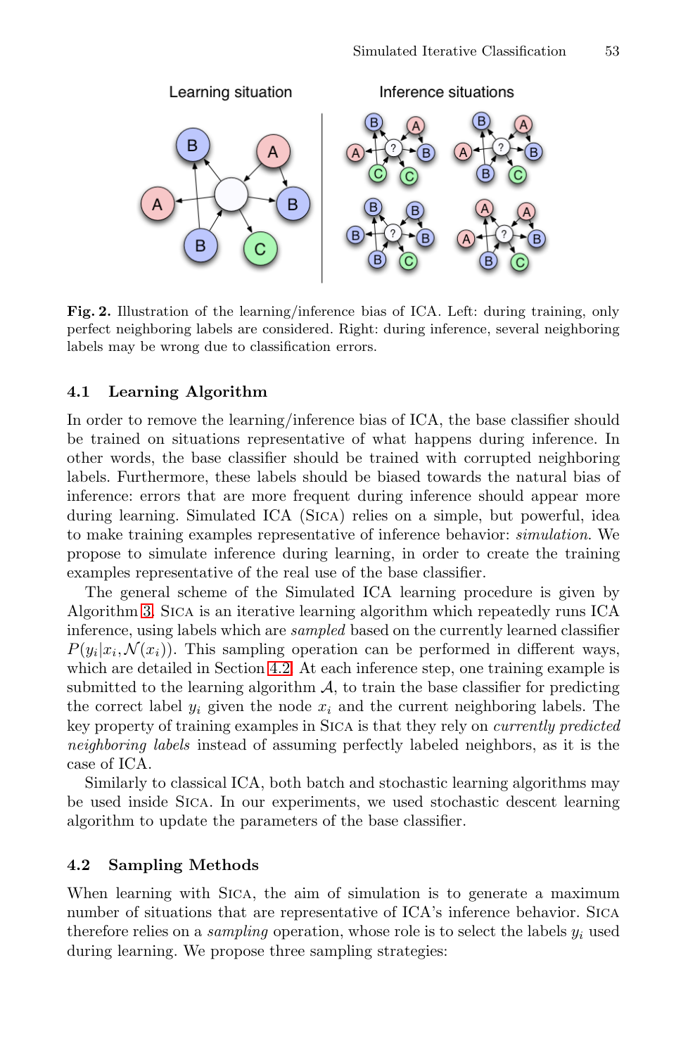**Fig. 2.** Illustration of the learning/inference bias of ICA. Left: during training, only perfect neighboring labels are considered. Right: during inference, several neighboring labels may be wrong due to classification errors.

### 4.1 Learning Algorithm

In order to remove the learning/inference bias of ICA, the base classifier should be trained on situations representative of what happens during inference. In other words, the base classifier should be trained with corrupted neighboring labels. Furthermore, these labels should be biased towards the natural bias of inference: errors that are more frequent during inference should appear more during learning. Simulated ICA (SICA) relies on a simple, but powerful, idea to make training examples representative of inference behavior: *simulation*. We propose to simulate inference during learning, in order to create the training examples representative of the real use of the base classifier.

The general scheme of the Simulated ICA learning procedure is given by Algorithm 3. SICA is an iterative learning algorithm which repeatedly runs ICA inference, using labels which are *sampled* based on the currently learned classifier $P(y_i|x_i, \mathcal{N}(x_i))$. This sampling operation can be performed in different ways, which are detailed in Section 4.2. At each inference step, one training example is submitted to the learning algorithm $\mathcal{A}$, to train the base classifier for predicting the correct label $y_i$ given the node $x_i$ and the current neighboring labels. The key property of training examples in SICA is that they rely on *currently predicted neighboring labels* instead of assuming perfectly labeled neighbors, as it is the case of ICA.

Similarly to classical ICA, both batch and stochastic learning algorithms may be used inside SICA. In our experiments, we used stochastic descent learning algorithm to update the parameters of the base classifier.

### 4.2 Sampling Methods

When learning with SICA, the aim of simulation is to generate a maximum number of situations that are representative of ICA's inference behavior. SICA therefore relies on a *sampling* operation, whose role is to select the labels $y_i$ used during learning. We propose three sampling strategies: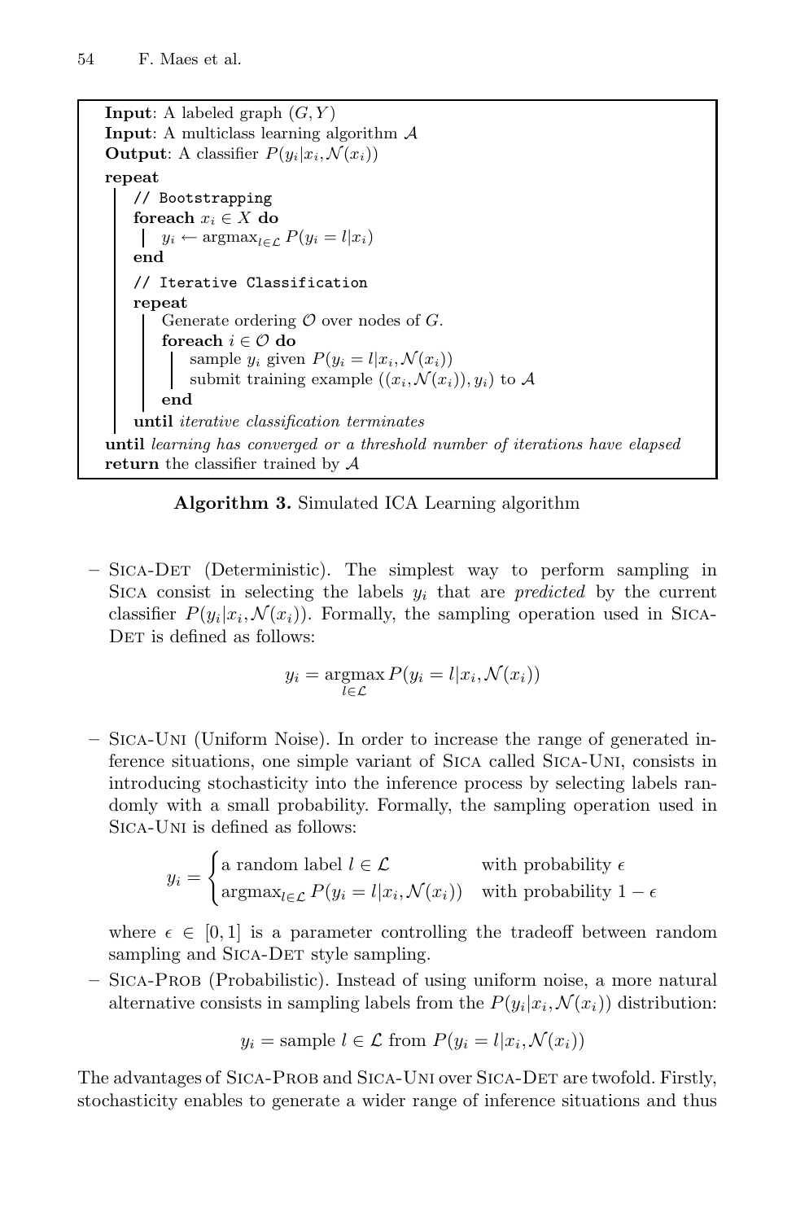```
Input: A labeled graph (G, Y)
Input: A multiclass learning algorithm A
Output: A classifier P(y_i|x_i, N(x_i))
repeat
    // Bootstrapping
    foreach x_i ∈ X do
        y_i ← argmax_{l∈L} P(y_i = l|x_i)
    end
    // Iterative Classification
    repeat
        Generate ordering O over nodes of G.
        foreach i ∈ O do
            sample y_i given P(y_i = l|x_i, N(x_i))
            submit training example ((x_i, N(x_i)), y_i) to A
        end
    until iterative classification terminates
until learning has converged or a threshold number of iterations have elapsed
return the classifier trained by A
```

**Algorithm 3.** Simulated ICA Learning algorithm

- Sica-Det (Deterministic). The simplest way to perform sampling in Sica consist in selecting the labels $y_i$ that are *predicted* by the current classifier $P(y_i|x_i, \mathcal{N}(x_i))$. Formally, the sampling operation used in Sica-Det is defined as follows:

$$y_i = \operatorname*{argmax}_{l \in \mathcal{L}} P(y_i = l|x_i, \mathcal{N}(x_i))$$

- Sica-Uni (Uniform Noise). In order to increase the range of generated inference situations, one simple variant of Sica called Sica-Uni, consists in introducing stochasticity into the inference process by selecting labels randomly with a small probability. Formally, the sampling operation used in Sica-Uni is defined as follows:

$$y_i = \begin{cases} \text{a random label } l \in \mathcal{L} & \text{with probability } \epsilon \\ \operatorname{argmax}_{l \in \mathcal{L}} P(y_i = l|x_i, \mathcal{N}(x_i)) & \text{with probability } 1 - \epsilon \end{cases}$$

  where $\epsilon \in [0, 1]$ is a parameter controlling the tradeoff between random sampling and Sica-Det style sampling.
- Sica-Prob (Probabilistic). Instead of using uniform noise, a more natural alternative consists in sampling labels from the $P(y_i|x_i, \mathcal{N}(x_i))$ distribution:

$$y_i = \text{sample } l \in \mathcal{L} \text{ from } P(y_i = l|x_i, \mathcal{N}(x_i))$$

The advantages of Sica-Prob and Sica-Uni over Sica-Det are twofold. Firstly, stochasticity enables to generate a wider range of inference situations and thus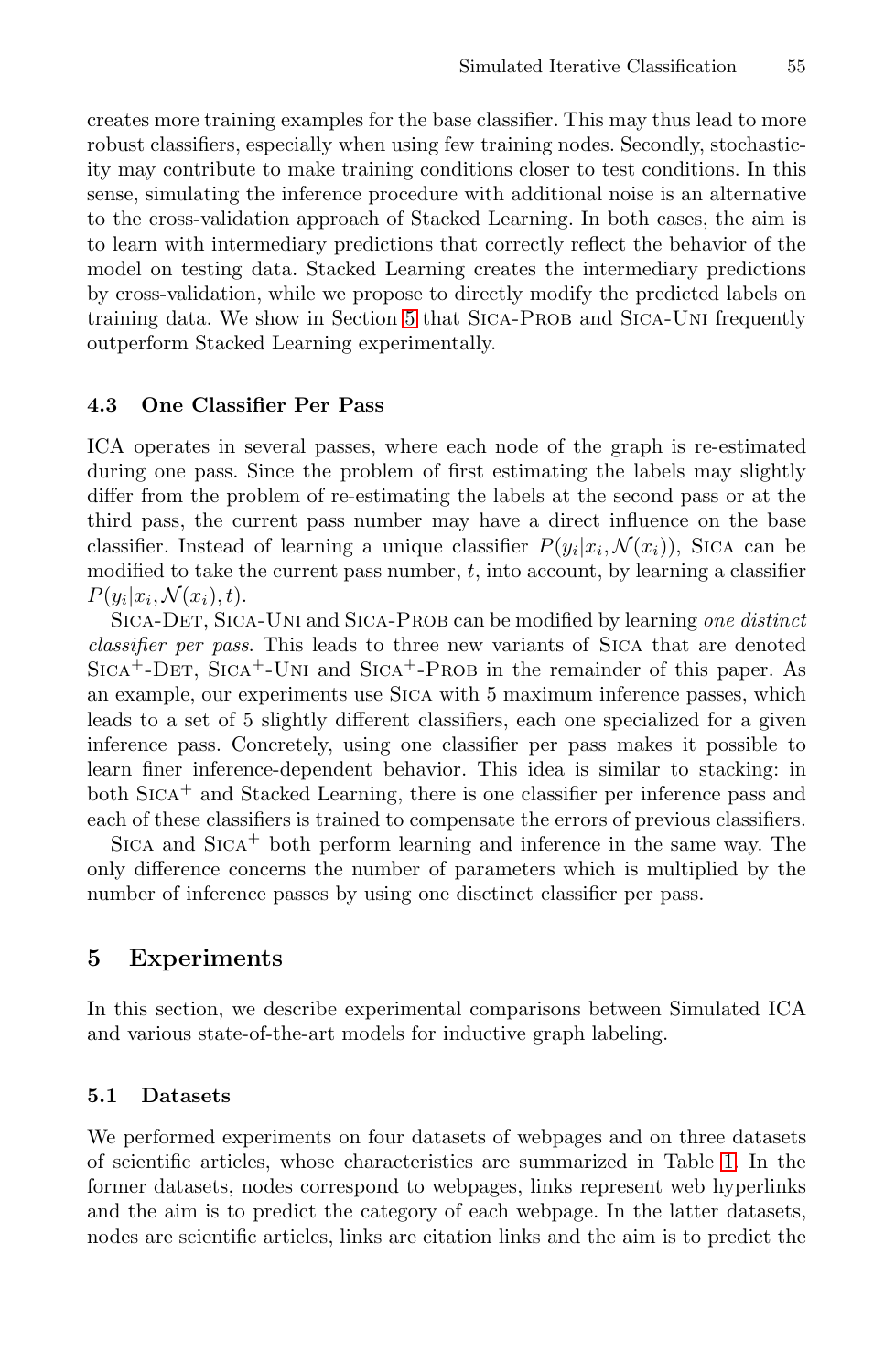creates more training examples for the base classifier. This may thus lead to more robust classifiers, especially when using few training nodes. Secondly, stochasticity may contribute to make training conditions closer to test conditions. In this sense, simulating the inference procedure with additional noise is an alternative to the cross-validation approach of Stacked Learning. In both cases, the aim is to learn with intermediary predictions that correctly reflect the behavior of the model on testing data. Stacked Learning creates the intermediary predictions by cross-validation, while we propose to directly modify the predicted labels on training data. We show in Section 5 that Sica-Prob and Sica-Uni frequently outperform Stacked Learning experimentally.

### 4.3 One Classifier Per Pass

ICA operates in several passes, where each node of the graph is re-estimated during one pass. Since the problem of first estimating the labels may slightly differ from the problem of re-estimating the labels at the second pass or at the third pass, the current pass number may have a direct influence on the base classifier. Instead of learning a unique classifier $P(y_i|x_i, \mathcal{N}(x_i))$, Sica can be modified to take the current pass number, $t$, into account, by learning a classifier $P(y_i|x_i, \mathcal{N}(x_i), t)$.

Sica-Det, Sica-Uni and Sica-Prob can be modified by learning *one distinct classifier per pass*. This leads to three new variants of Sica that are denoted Sica$^+$-Det, Sica$^+$-Uni and Sica$^+$-Prob in the remainder of this paper. As an example, our experiments use Sica with 5 maximum inference passes, which leads to a set of 5 slightly different classifiers, each one specialized for a given inference pass. Concretely, using one classifier per pass makes it possible to learn finer inference-dependent behavior. This idea is similar to stacking: in both Sica$^+$ and Stacked Learning, there is one classifier per inference pass and each of these classifiers is trained to compensate the errors of previous classifiers.

Sica and Sica$^+$ both perform learning and inference in the same way. The only difference concerns the number of parameters which is multiplied by the number of inference passes by using one disctinct classifier per pass.

## 5 Experiments

In this section, we describe experimental comparisons between Simulated ICA and various state-of-the-art models for inductive graph labeling.

### 5.1 Datasets

We performed experiments on four datasets of webpages and on three datasets of scientific articles, whose characteristics are summarized in Table 1. In the former datasets, nodes correspond to webpages, links represent web hyperlinks and the aim is to predict the category of each webpage. In the latter datasets, nodes are scientific articles, links are citation links and the aim is to predict the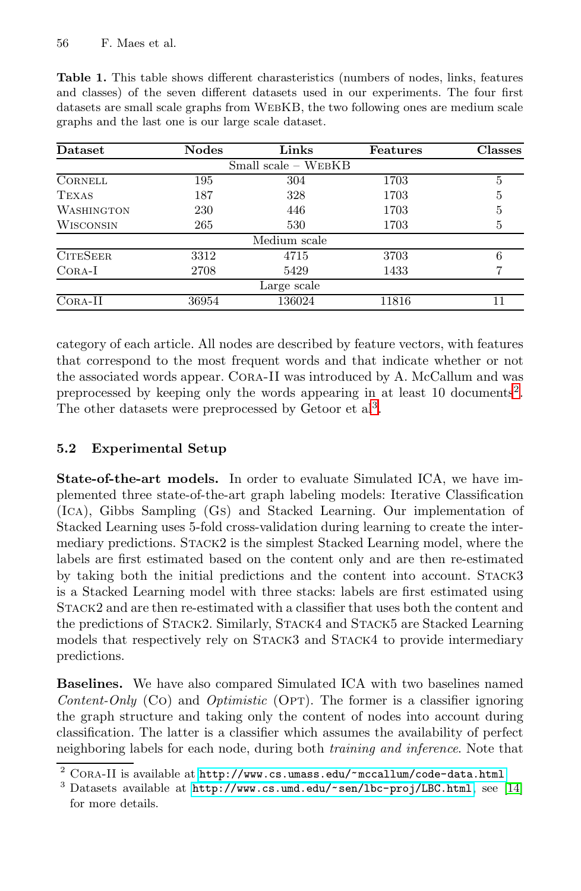**Table 1.** This table shows different charasteristics (numbers of nodes, links, features and classes) of the seven different datasets used in our experiments. The four first datasets are small scale graphs from WebKB, the two following ones are medium scale graphs and the last one is our large scale dataset.

| Dataset | Nodes | Links | Features | Classes |
|---|---|---|---|---|
| | | Small scale – WebKB | | |
| Cornell | 195 | 304 | 1703 | 5 |
| Texas | 187 | 328 | 1703 | 5 |
| Washington | 230 | 446 | 1703 | 5 |
| Wisconsin | 265 | 530 | 1703 | 5 |
| | | Medium scale | | |
| CiteSeer | 3312 | 4715 | 3703 | 6 |
| Cora-I | 2708 | 5429 | 1433 | 7 |
| | | Large scale | | |
| Cora-II | 36954 | 136024 | 11816 | 11 |

category of each article. All nodes are described by feature vectors, with features that correspond to the most frequent words and that indicate whether or not the associated words appear. Cora-II was introduced by A. McCallum and was preprocessed by keeping only the words appearing in at least 10 documents[2]. The other datasets were preprocessed by Getoor et al.[3].

### 5.2 Experimental Setup

**State-of-the-art models.** In order to evaluate Simulated ICA, we have implemented three state-of-the-art graph labeling models: Iterative Classification (Ica), Gibbs Sampling (Gs) and Stacked Learning. Our implementation of Stacked Learning uses 5-fold cross-validation during learning to create the intermediary predictions. Stack2 is the simplest Stacked Learning model, where the labels are first estimated based on the content only and are then re-estimated by taking both the initial predictions and the content into account. Stack3 is a Stacked Learning model with three stacks: labels are first estimated using Stack2 and are then re-estimated with a classifier that uses both the content and the predictions of Stack2. Similarly, Stack4 and Stack5 are Stacked Learning models that respectively rely on Stack3 and Stack4 to provide intermediary predictions.

**Baselines.** We have also compared Simulated ICA with two baselines named *Content-Only* (Co) and *Optimistic* (Opt). The former is a classifier ignoring the graph structure and taking only the content of nodes into account during classification. The latter is a classifier which assumes the availability of perfect neighboring labels for each node, during both *training and inference*. Note that

[2] Cora-II is available at http://www.cs.umass.edu/~mccallum/code-data.html

[3] Datasets available at http://www.cs.umd.edu/~sen/lbc-proj/LBC.html, see [14] for more details.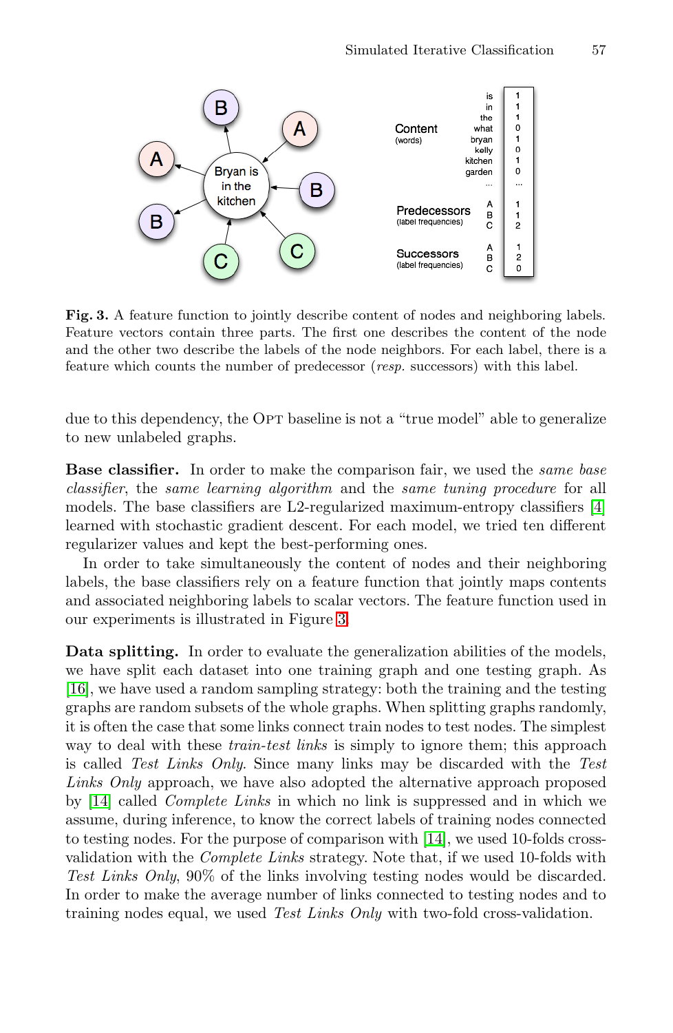Bryan is in the kitchen

B A A B B C C

Content (words)

is 1
in 1
the 1
what 0
bryan 1
kelly 0
kitchen 1
garden 0
... ...

Predecessors (label frequencies)

A 1
B 1
C 2

Successors (label frequencies)

A 1
B 2
C 0

**Fig. 3.** A feature function to jointly describe content of nodes and neighboring labels. Feature vectors contain three parts. The first one describes the content of the node and the other two describe the labels of the node neighbors. For each label, there is a feature which counts the number of predecessor (*resp.* successors) with this label.

due to this dependency, the OPT baseline is not a "true model" able to generalize to new unlabeled graphs.

**Base classifier.** In order to make the comparison fair, we used the *same base classifier*, the *same learning algorithm* and the *same tuning procedure* for all models. The base classifiers are L2-regularized maximum-entropy classifiers [4] learned with stochastic gradient descent. For each model, we tried ten different regularizer values and kept the best-performing ones.

In order to take simultaneously the content of nodes and their neighboring labels, the base classifiers rely on a feature function that jointly maps contents and associated neighboring labels to scalar vectors. The feature function used in our experiments is illustrated in Figure 3.

**Data splitting.** In order to evaluate the generalization abilities of the models, we have split each dataset into one training graph and one testing graph. As [16], we have used a random sampling strategy: both the training and the testing graphs are random subsets of the whole graphs. When splitting graphs randomly, it is often the case that some links connect train nodes to test nodes. The simplest way to deal with these *train-test links* is simply to ignore them; this approach is called *Test Links Only*. Since many links may be discarded with the *Test Links Only* approach, we have also adopted the alternative approach proposed by [14] called *Complete Links* in which no link is suppressed and in which we assume, during inference, to know the correct labels of training nodes connected to testing nodes. For the purpose of comparison with [14], we used 10-folds cross-validation with the *Complete Links* strategy. Note that, if we used 10-folds with *Test Links Only*, 90% of the links involving testing nodes would be discarded. In order to make the average number of links connected to testing nodes and to training nodes equal, we used *Test Links Only* with two-fold cross-validation.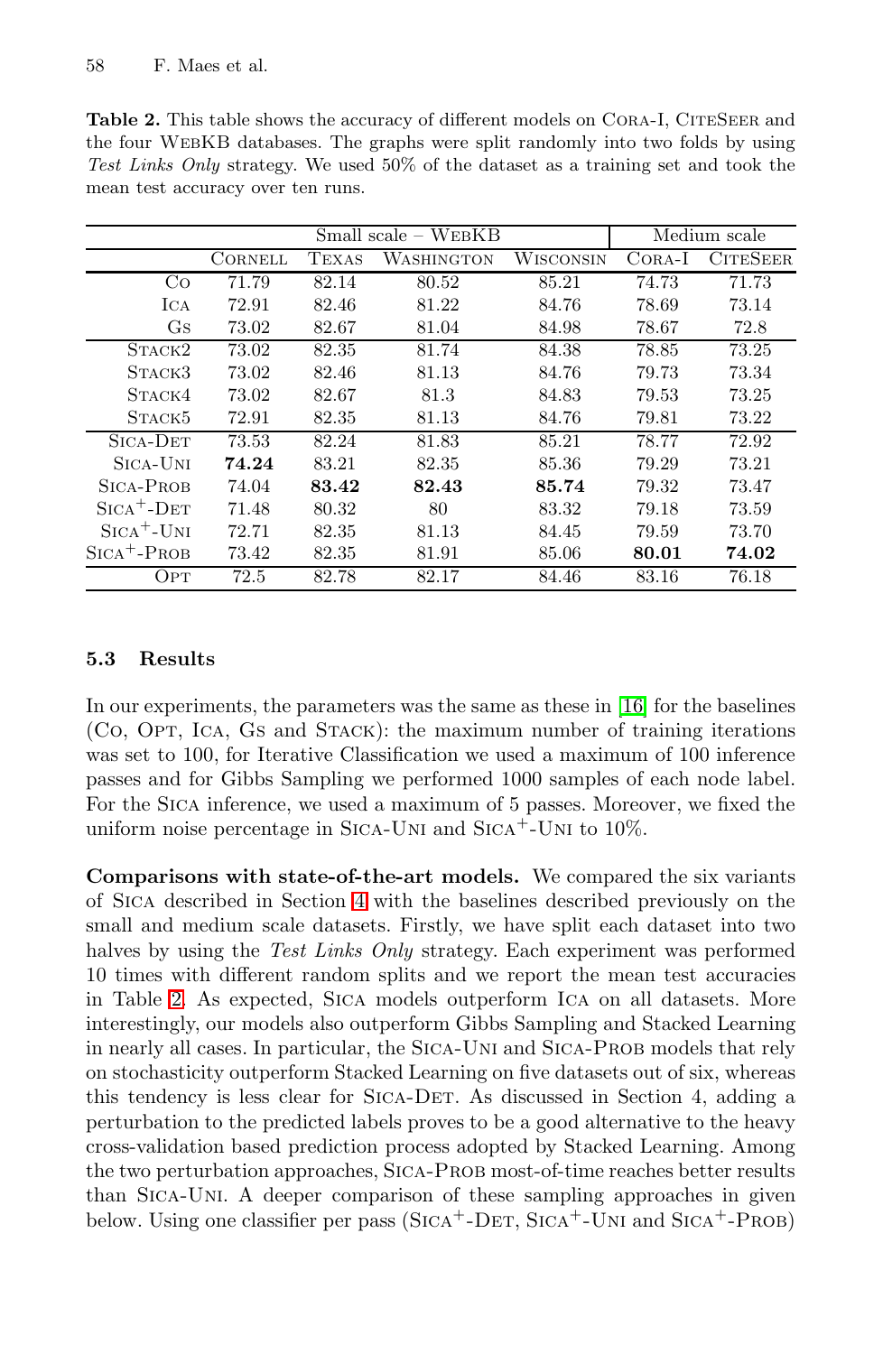**Table 2.** This table shows the accuracy of different models on CORA-I, CITESEER and the four WEBKB databases. The graphs were split randomly into two folds by using *Test Links Only* strategy. We used 50% of the dataset as a training set and took the mean test accuracy over ten runs.

| | Small scale – WEBKB | | | | Medium scale | |
|---|---|---|---|---|---|---|
| | CORNELL | TEXAS | WASHINGTON | WISCONSIN | CORA-I | CITESEER |
| CO | 71.79 | 82.14 | 80.52 | 85.21 | 74.73 | 71.73 |
| ICA | 72.91 | 82.46 | 81.22 | 84.76 | 78.69 | 73.14 |
| GS | 73.02 | 82.67 | 81.04 | 84.98 | 78.67 | 72.8 |
| STACK2 | 73.02 | 82.35 | 81.74 | 84.38 | 78.85 | 73.25 |
| STACK3 | 73.02 | 82.46 | 81.13 | 84.76 | 79.73 | 73.34 |
| STACK4 | 73.02 | 82.67 | 81.3 | 84.83 | 79.53 | 73.25 |
| STACK5 | 72.91 | 82.35 | 81.13 | 84.76 | 79.81 | 73.22 |
| SICA-DET | 73.53 | 82.24 | 81.83 | 85.21 | 78.77 | 72.92 |
| SICA-UNI | **74.24** | 83.21 | 82.35 | 85.36 | 79.29 | 73.21 |
| SICA-PROB | 74.04 | **83.42** | **82.43** | **85.74** | 79.32 | 73.47 |
| SICA$^+$-DET | 71.48 | 80.32 | 80 | 83.32 | 79.18 | 73.59 |
| SICA$^+$-UNI | 72.71 | 82.35 | 81.13 | 84.45 | 79.59 | 73.70 |
| SICA$^+$-PROB | 73.42 | 82.35 | 81.91 | 85.06 | **80.01** | **74.02** |
| OPT | 72.5 | 82.78 | 82.17 | 84.46 | 83.16 | 76.18 |

### 5.3 Results

In our experiments, the parameters was the same as these in [16] for the baselines (CO, OPT, ICA, GS and STACK): the maximum number of training iterations was set to 100, for Iterative Classification we used a maximum of 100 inference passes and for Gibbs Sampling we performed 1000 samples of each node label. For the SICA inference, we used a maximum of 5 passes. Moreover, we fixed the uniform noise percentage in SICA-UNI and SICA$^+$-UNI to 10%.

**Comparisons with state-of-the-art models.** We compared the six variants of SICA described in Section 4 with the baselines described previously on the small and medium scale datasets. Firstly, we have split each dataset into two halves by using the *Test Links Only* strategy. Each experiment was performed 10 times with different random splits and we report the mean test accuracies in Table 2. As expected, SICA models outperform ICA on all datasets. More interestingly, our models also outperform Gibbs Sampling and Stacked Learning in nearly all cases. In particular, the SICA-UNI and SICA-PROB models that rely on stochasticity outperform Stacked Learning on five datasets out of six, whereas this tendency is less clear for SICA-DET. As discussed in Section 4, adding a perturbation to the predicted labels proves to be a good alternative to the heavy cross-validation based prediction process adopted by Stacked Learning. Among the two perturbation approaches, SICA-PROB most-of-time reaches better results than SICA-UNI. A deeper comparison of these sampling approaches in given below. Using one classifier per pass (SICA$^+$-DET, SICA$^+$-UNI and SICA$^+$-PROB)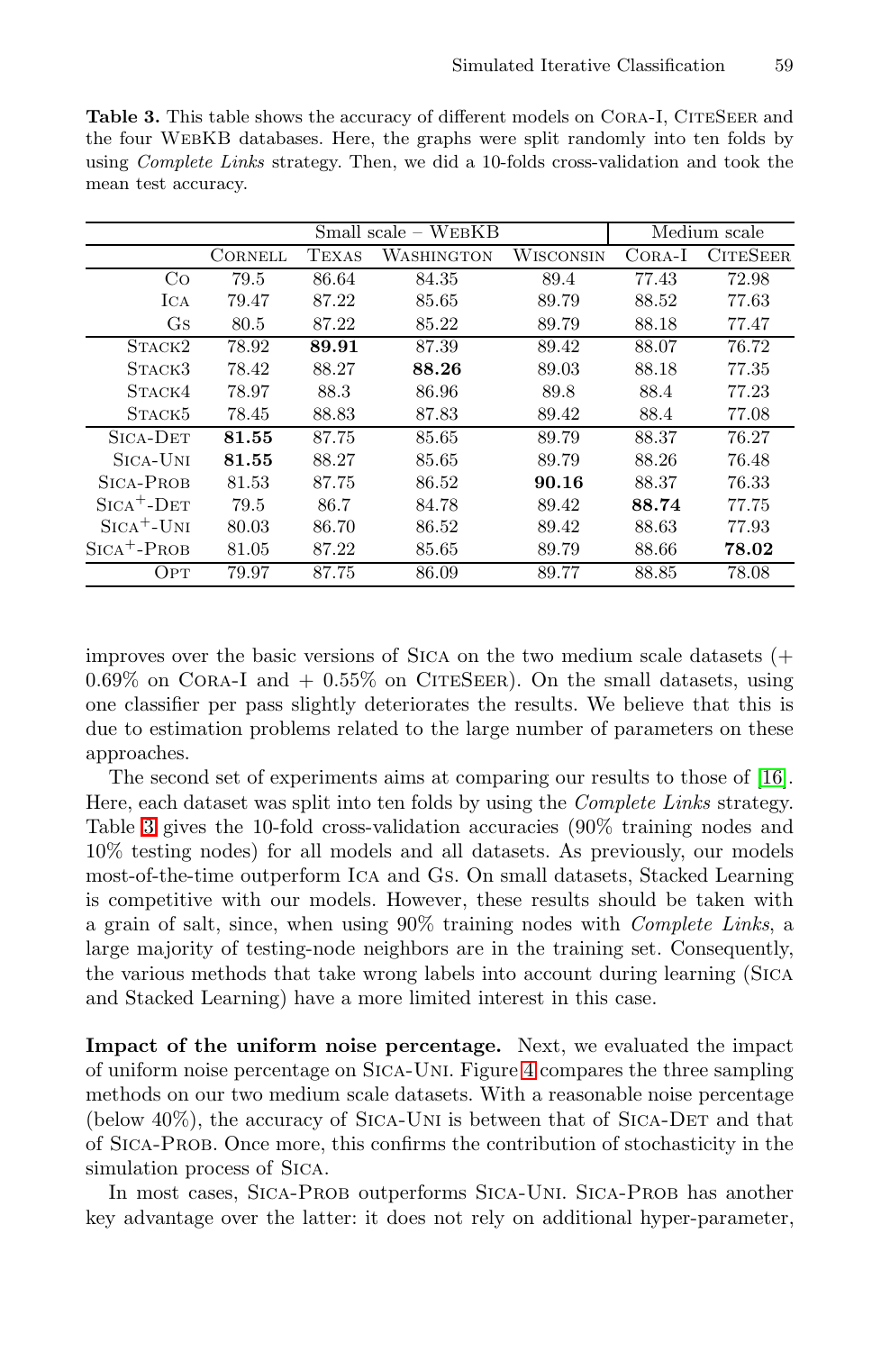**Table 3.** This table shows the accuracy of different models on Cora-I, CiteSeer and the four WebKB databases. Here, the graphs were split randomly into ten folds by using *Complete Links* strategy. Then, we did a 10-folds cross-validation and took the mean test accuracy.

| | Small scale – WebKB | | | | Medium scale | |
|---|---|---|---|---|---|---|
| | Cornell | Texas | Washington | Wisconsin | Cora-I | CiteSeer |
| Co | 79.5 | 86.64 | 84.35 | 89.4 | 77.43 | 72.98 |
| Ica | 79.47 | 87.22 | 85.65 | 89.79 | 88.52 | 77.63 |
| Gs | 80.5 | 87.22 | 85.22 | 89.79 | 88.18 | 77.47 |
| Stack2 | 78.92 | **89.91** | 87.39 | 89.42 | 88.07 | 76.72 |
| Stack3 | 78.42 | 88.27 | **88.26** | 89.03 | 88.18 | 77.35 |
| Stack4 | 78.97 | 88.3 | 86.96 | 89.8 | 88.4 | 77.23 |
| Stack5 | 78.45 | 88.83 | 87.83 | 89.42 | 88.4 | 77.08 |
| Sica-Det | **81.55** | 87.75 | 85.65 | 89.79 | 88.37 | 76.27 |
| Sica-Uni | **81.55** | 88.27 | 85.65 | 89.79 | 88.26 | 76.48 |
| Sica-Prob | 81.53 | 87.75 | 86.52 | **90.16** | 88.37 | 76.33 |
| Sica$^+$-Det | 79.5 | 86.7 | 84.78 | 89.42 | **88.74** | 77.75 |
| Sica$^+$-Uni | 80.03 | 86.70 | 86.52 | 89.42 | 88.63 | 77.93 |
| Sica$^+$-Prob | 81.05 | 87.22 | 85.65 | 89.79 | 88.66 | **78.02** |
| Opt | 79.97 | 87.75 | 86.09 | 89.77 | 88.85 | 78.08 |

improves over the basic versions of Sica on the two medium scale datasets (+ 0.69% on Cora-I and + 0.55% on CiteSeer). On the small datasets, using one classifier per pass slightly deteriorates the results. We believe that this is due to estimation problems related to the large number of parameters on these approaches.

The second set of experiments aims at comparing our results to those of [16]. Here, each dataset was split into ten folds by using the *Complete Links* strategy. Table 3 gives the 10-fold cross-validation accuracies (90% training nodes and 10% testing nodes) for all models and all datasets. As previously, our models most-of-the-time outperform Ica and Gs. On small datasets, Stacked Learning is competitive with our models. However, these results should be taken with a grain of salt, since, when using 90% training nodes with *Complete Links*, a large majority of testing-node neighbors are in the training set. Consequently, the various methods that take wrong labels into account during learning (Sica and Stacked Learning) have a more limited interest in this case.

**Impact of the uniform noise percentage.** Next, we evaluated the impact of uniform noise percentage on Sica-Uni. Figure 4 compares the three sampling methods on our two medium scale datasets. With a reasonable noise percentage (below 40%), the accuracy of Sica-Uni is between that of Sica-Det and that of Sica-Prob. Once more, this confirms the contribution of stochasticity in the simulation process of Sica.

In most cases, Sica-Prob outperforms Sica-Uni. Sica-Prob has another key advantage over the latter: it does not rely on additional hyper-parameter,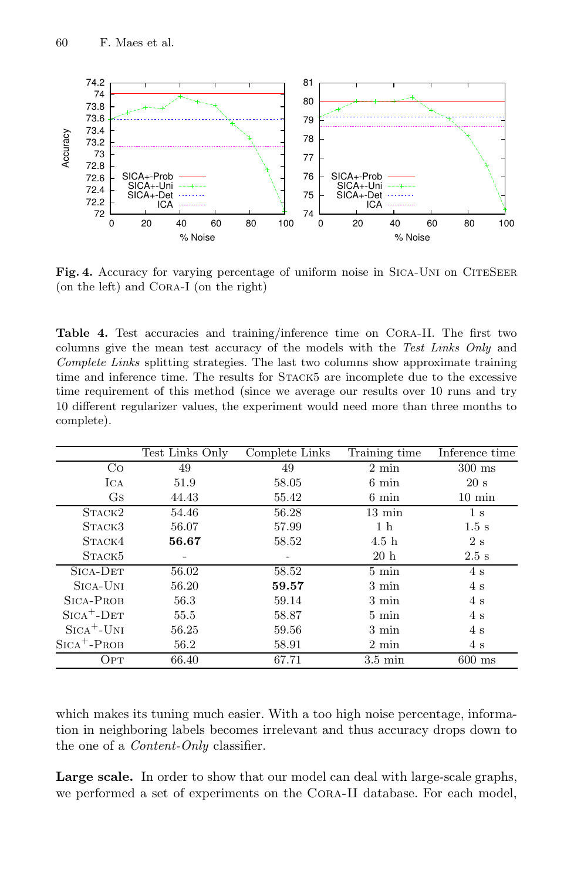**Fig. 4.** Accuracy for varying percentage of uniform noise in Sica-Uni on CiteSeer (on the left) and Cora-I (on the right)

**Table 4.** Test accuracies and training/inference time on Cora-II. The first two columns give the mean test accuracy of the models with the *Test Links Only* and *Complete Links* splitting strategies. The last two columns show approximate training time and inference time. The results for Stack5 are incomplete due to the excessive time requirement of this method (since we average our results over 10 runs and try 10 different regularizer values, the experiment would need more than three months to complete).

| | Test Links Only | Complete Links | Training time | Inference time |
|---|---|---|---|---|
| Co | 49 | 49 | 2 min | 300 ms |
| Ica | 51.9 | 58.05 | 6 min | 20 s |
| Gs | 44.43 | 55.42 | 6 min | 10 min |
| Stack2 | 54.46 | 56.28 | 13 min | 1 s |
| Stack3 | 56.07 | 57.99 | 1 h | 1.5 s |
| Stack4 | **56.67** | 58.52 | 4.5 h | 2 s |
| Stack5 | - | - | 20 h | 2.5 s |
| Sica-Det | 56.02 | 58.52 | 5 min | 4 s |
| Sica-Uni | 56.20 | **59.57** | 3 min | 4 s |
| Sica-Prob | 56.3 | 59.14 | 3 min | 4 s |
| Sica$^+$-Det | 55.5 | 58.87 | 5 min | 4 s |
| Sica$^+$-Uni | 56.25 | 59.56 | 3 min | 4 s |
| Sica$^+$-Prob | 56.2 | 58.91 | 2 min | 4 s |
| Opt | 66.40 | 67.71 | 3.5 min | 600 ms |

which makes its tuning much easier. With a too high noise percentage, information in neighboring labels becomes irrelevant and thus accuracy drops down to the one of a *Content-Only* classifier.

**Large scale.** In order to show that our model can deal with large-scale graphs, we performed a set of experiments on the Cora-II database. For each model,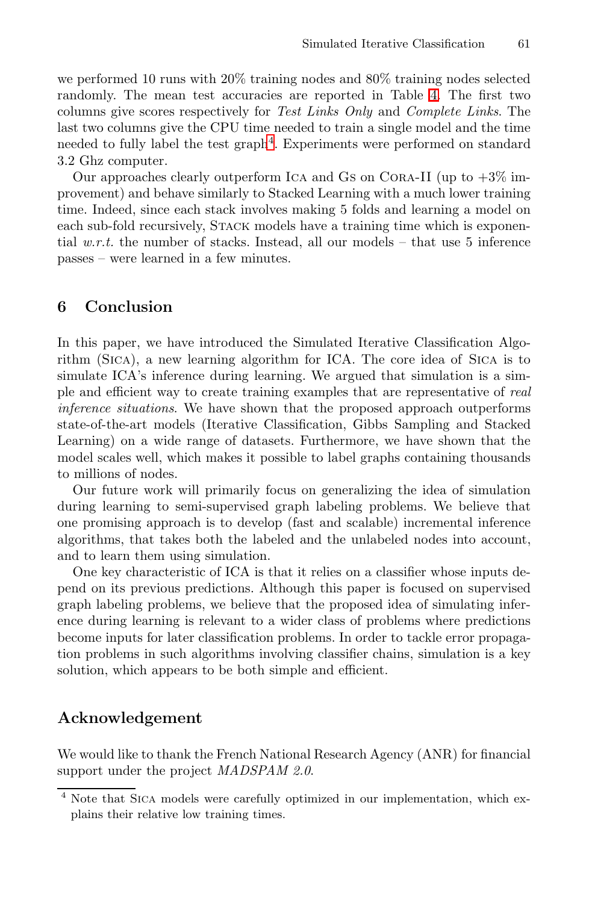we performed 10 runs with 20% training nodes and 80% training nodes selected randomly. The mean test accuracies are reported in Table 4. The first two columns give scores respectively for *Test Links Only* and *Complete Links*. The last two columns give the CPU time needed to train a single model and the time needed to fully label the test graph[4]. Experiments were performed on standard 3.2 Ghz computer.

Our approaches clearly outperform ICA and GS on CORA-II (up to +3% improvement) and behave similarly to Stacked Learning with a much lower training time. Indeed, since each stack involves making 5 folds and learning a model on each sub-fold recursively, STACK models have a training time which is exponential *w.r.t.* the number of stacks. Instead, all our models – that use 5 inference passes – were learned in a few minutes.

## 6 Conclusion

In this paper, we have introduced the Simulated Iterative Classification Algorithm (SICA), a new learning algorithm for ICA. The core idea of SICA is to simulate ICA's inference during learning. We argued that simulation is a simple and efficient way to create training examples that are representative of *real inference situations*. We have shown that the proposed approach outperforms state-of-the-art models (Iterative Classification, Gibbs Sampling and Stacked Learning) on a wide range of datasets. Furthermore, we have shown that the model scales well, which makes it possible to label graphs containing thousands to millions of nodes.

Our future work will primarily focus on generalizing the idea of simulation during learning to semi-supervised graph labeling problems. We believe that one promising approach is to develop (fast and scalable) incremental inference algorithms, that takes both the labeled and the unlabeled nodes into account, and to learn them using simulation.

One key characteristic of ICA is that it relies on a classifier whose inputs depend on its previous predictions. Although this paper is focused on supervised graph labeling problems, we believe that the proposed idea of simulating inference during learning is relevant to a wider class of problems where predictions become inputs for later classification problems. In order to tackle error propagation problems in such algorithms involving classifier chains, simulation is a key solution, which appears to be both simple and efficient.

## Acknowledgement

We would like to thank the French National Research Agency (ANR) for financial support under the project *MADSPAM 2.0*.

[4] Note that SICA models were carefully optimized in our implementation, which explains their relative low training times.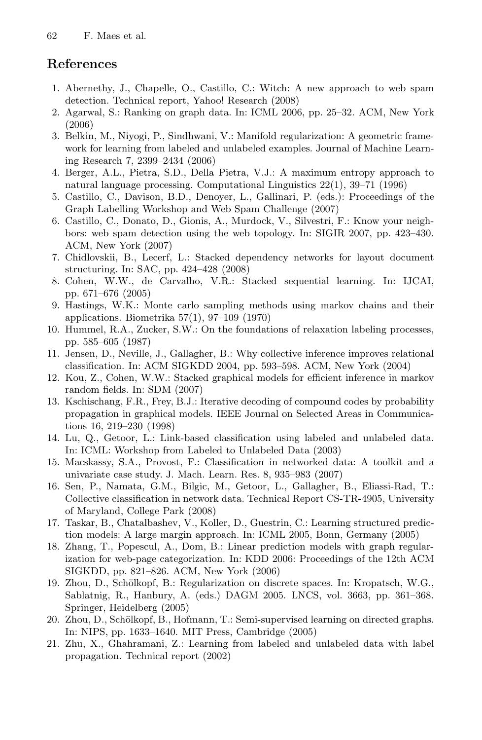## References

1. Abernethy, J., Chapelle, O., Castillo, C.: Witch: A new approach to web spam detection. Technical report, Yahoo! Research (2008)
2. Agarwal, S.: Ranking on graph data. In: ICML 2006, pp. 25–32. ACM, New York (2006)
3. Belkin, M., Niyogi, P., Sindhwani, V.: Manifold regularization: A geometric framework for learning from labeled and unlabeled examples. Journal of Machine Learning Research 7, 2399–2434 (2006)
4. Berger, A.L., Pietra, S.D., Della Pietra, V.J.: A maximum entropy approach to natural language processing. Computational Linguistics 22(1), 39–71 (1996)
5. Castillo, C., Davison, B.D., Denoyer, L., Gallinari, P. (eds.): Proceedings of the Graph Labelling Workshop and Web Spam Challenge (2007)
6. Castillo, C., Donato, D., Gionis, A., Murdock, V., Silvestri, F.: Know your neighbors: web spam detection using the web topology. In: SIGIR 2007, pp. 423–430. ACM, New York (2007)
7. Chidlovskii, B., Lecerf, L.: Stacked dependency networks for layout document structuring. In: SAC, pp. 424–428 (2008)
8. Cohen, W.W., de Carvalho, V.R.: Stacked sequential learning. In: IJCAI, pp. 671–676 (2005)
9. Hastings, W.K.: Monte carlo sampling methods using markov chains and their applications. Biometrika 57(1), 97–109 (1970)
10. Hummel, R.A., Zucker, S.W.: On the foundations of relaxation labeling processes, pp. 585–605 (1987)
11. Jensen, D., Neville, J., Gallagher, B.: Why collective inference improves relational classification. In: ACM SIGKDD 2004, pp. 593–598. ACM, New York (2004)
12. Kou, Z., Cohen, W.W.: Stacked graphical models for efficient inference in markov random fields. In: SDM (2007)
13. Kschischang, F.R., Frey, B.J.: Iterative decoding of compound codes by probability propagation in graphical models. IEEE Journal on Selected Areas in Communications 16, 219–230 (1998)
14. Lu, Q., Getoor, L.: Link-based classification using labeled and unlabeled data. In: ICML: Workshop from Labeled to Unlabeled Data (2003)
15. Macskassy, S.A., Provost, F.: Classification in networked data: A toolkit and a univariate case study. J. Mach. Learn. Res. 8, 935–983 (2007)
16. Sen, P., Namata, G.M., Bilgic, M., Getoor, L., Gallagher, B., Eliassi-Rad, T.: Collective classification in network data. Technical Report CS-TR-4905, University of Maryland, College Park (2008)
17. Taskar, B., Chatalbashev, V., Koller, D., Guestrin, C.: Learning structured prediction models: A large margin approach. In: ICML 2005, Bonn, Germany (2005)
18. Zhang, T., Popescul, A., Dom, B.: Linear prediction models with graph regularization for web-page categorization. In: KDD 2006: Proceedings of the 12th ACM SIGKDD, pp. 821–826. ACM, New York (2006)
19. Zhou, D., Schölkopf, B.: Regularization on discrete spaces. In: Kropatsch, W.G., Sablatnig, R., Hanbury, A. (eds.) DAGM 2005. LNCS, vol. 3663, pp. 361–368. Springer, Heidelberg (2005)
20. Zhou, D., Schölkopf, B., Hofmann, T.: Semi-supervised learning on directed graphs. In: NIPS, pp. 1633–1640. MIT Press, Cambridge (2005)
21. Zhu, X., Ghahramani, Z.: Learning from labeled and unlabeled data with label propagation. Technical report (2002)